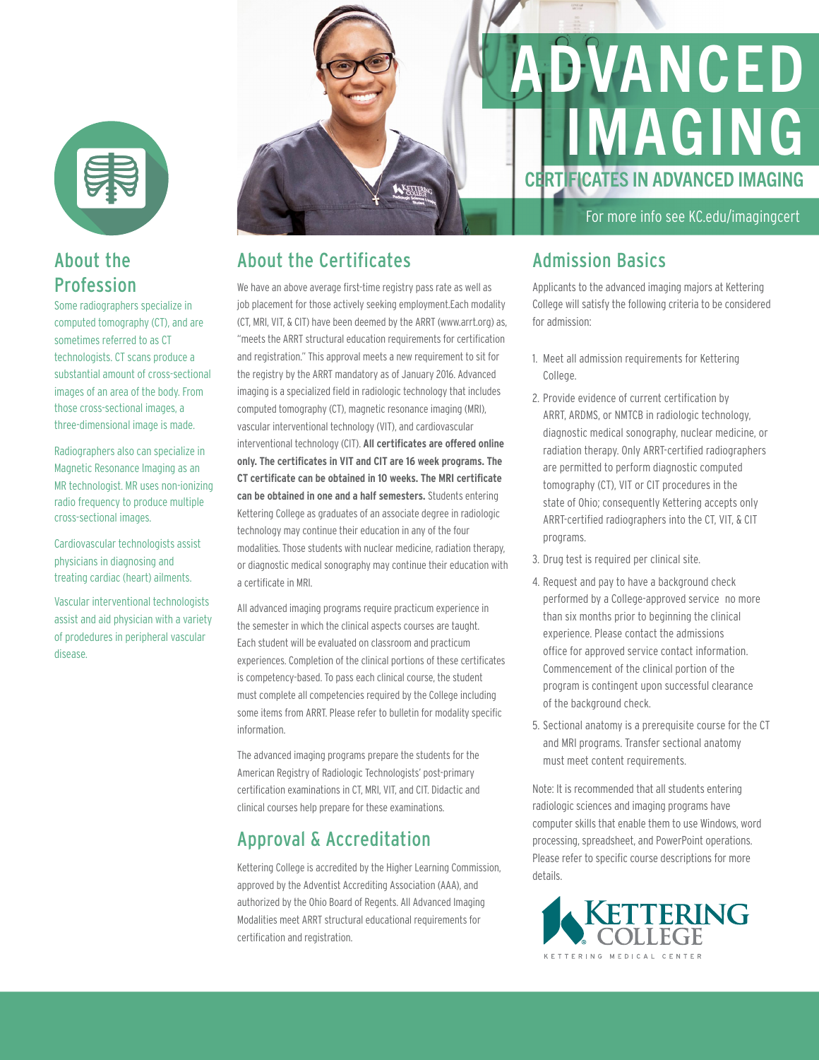# ADVANCED IMAGING

## CERTIFICATES IN ADVANCED IMAGING

For more info see KC.edu/imagingcert

## About the Profession

Some radiographers specialize in computed tomography (CT), and are sometimes referred to as CT technologists. CT scans produce a substantial amount of cross-sectional images of an area of the body. From those cross-sectional images, a three-dimensional image is made.

Radiographers also can specialize in Magnetic Resonance Imaging as an MR technologist. MR uses non-ionizing radio frequency to produce multiple cross-sectional images.

Cardiovascular technologists assist physicians in diagnosing and treating cardiac (heart) ailments.

Vascular interventional technologists assist and aid physician with a variety of prodedures in peripheral vascular disease.

## About the Certificates

We have an above average first-time registry pass rate as well as job placement for those actively seeking employment.Each modality (CT, MRI, VIT, & CIT) have been deemed by the ARRT (www.arrt.org) as, "meets the ARRT structural education requirements for certification and registration." This approval meets a new requirement to sit for the registry by the ARRT mandatory as of January 2016. Advanced imaging is a specialized field in radiologic technology that includes computed tomography (CT), magnetic resonance imaging (MRI), vascular interventional technology (VIT), and cardiovascular interventional technology (CIT). **All certificates are offered online only. The certificates in VIT and CIT are 16 week programs. The CT certificate can be obtained in 10 weeks. The MRI certificate can be obtained in one and a half semesters.** Students entering Kettering College as graduates of an associate degree in radiologic technology may continue their education in any of the four modalities. Those students with nuclear medicine, radiation therapy, or diagnostic medical sonography may continue their education with a certificate in MRI.

All advanced imaging programs require practicum experience in the semester in which the clinical aspects courses are taught. Each student will be evaluated on classroom and practicum experiences. Completion of the clinical portions of these certificates is competency-based. To pass each clinical course, the student must complete all competencies required by the College including some items from ARRT. Please refer to bulletin for modality specific information.

The advanced imaging programs prepare the students for the American Registry of Radiologic Technologists' post-primary certification examinations in CT, MRI, VIT, and CIT. Didactic and clinical courses help prepare for these examinations.

## Approval & Accreditation

Kettering College is accredited by the Higher Learning Commission, approved by the Adventist Accrediting Association (AAA), and authorized by the Ohio Board of Regents. All Advanced Imaging Modalities meet ARRT structural educational requirements for certification and registration.

## Admission Basics

Applicants to the advanced imaging majors at Kettering College will satisfy the following criteria to be considered for admission:

1. Meet all admission requirements for Kettering College.
2. Provide evidence of current certification by ARRT, ARDMS, or NMTCB in radiologic technology, diagnostic medical sonography, nuclear medicine, or radiation therapy. Only ARRT-certified radiographers are permitted to perform diagnostic computed tomography (CT), VIT or CIT procedures in the state of Ohio; consequently Kettering accepts only ARRT-certified radiographers into the CT, VIT, & CIT programs.
3. Drug test is required per clinical site.
4. Request and pay to have a background check performed by a College-approved service no more than six months prior to beginning the clinical experience. Please contact the admissions office for approved service contact information. Commencement of the clinical portion of the program is contingent upon successful clearance of the background check.
5. Sectional anatomy is a prerequisite course for the CT and MRI programs. Transfer sectional anatomy must meet content requirements.

Note: It is recommended that all students entering radiologic sciences and imaging programs have computer skills that enable them to use Windows, word processing, spreadsheet, and PowerPoint operations. Please refer to specific course descriptions for more details.

KETTERING COLLEGE
KETTERING MEDICAL CENTER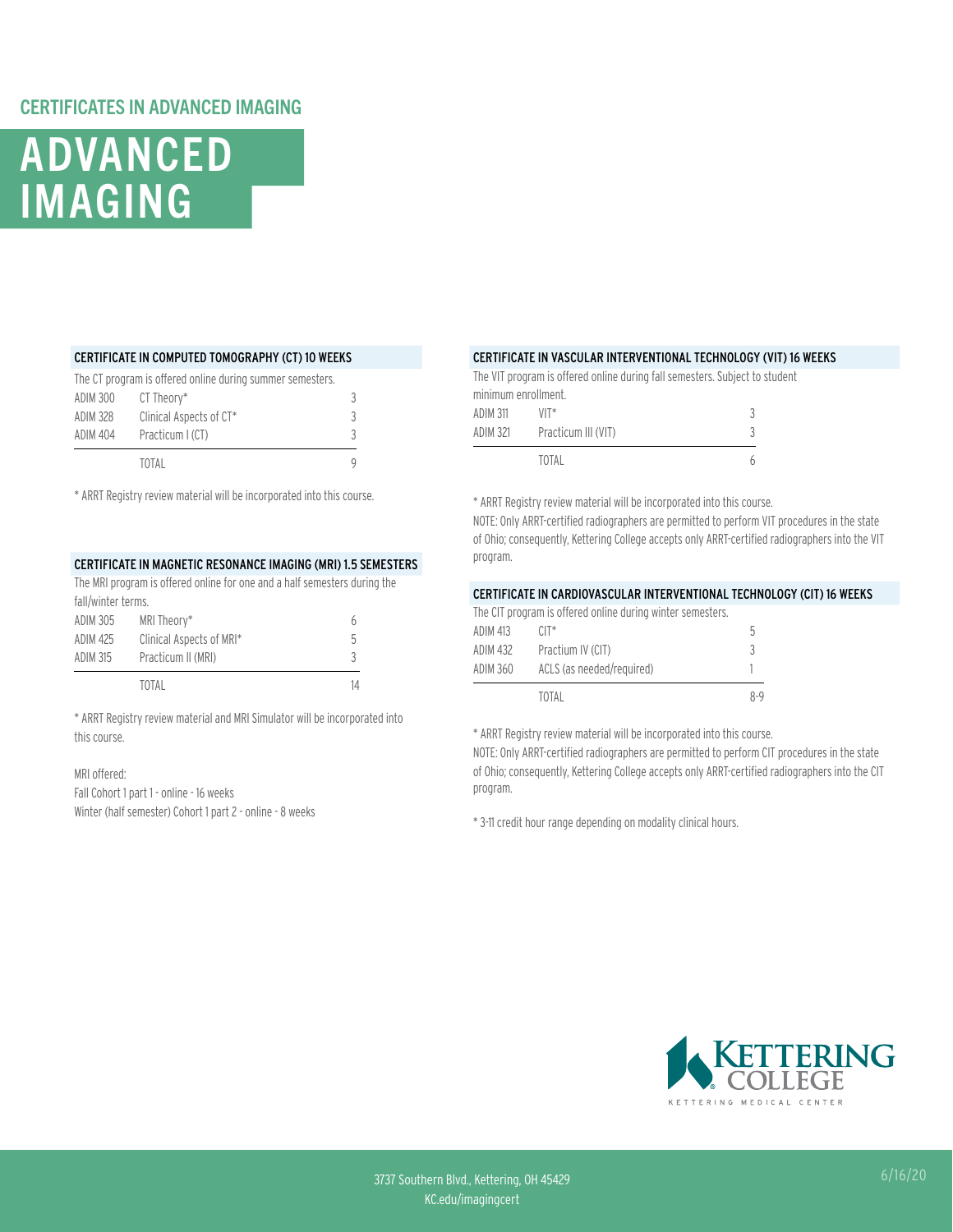## CERTIFICATES IN ADVANCED IMAGING

# ADVANCED IMAGING

### CERTIFICATE IN COMPUTED TOMOGRAPHY (CT) 10 WEEKS

The CT program is offered online during summer semesters.

| | | |
|---|---|---|
| ADIM 300 | CT Theory* | 3 |
| ADIM 328 | Clinical Aspects of CT* | 3 |
| ADIM 404 | Practicum I (CT) | 3 |
| | TOTAL | 9 |

* ARRT Registry review material will be incorporated into this course.

### CERTIFICATE IN MAGNETIC RESONANCE IMAGING (MRI) 1.5 SEMESTERS

The MRI program is offered online for one and a half semesters during the fall/winter terms.

| | | |
|---|---|---|
| ADIM 305 | MRI Theory* | 6 |
| ADIM 425 | Clinical Aspects of MRI* | 5 |
| ADIM 315 | Practicum II (MRI) | 3 |
| | TOTAL | 14 |

* ARRT Registry review material and MRI Simulator will be incorporated into this course.

MRI offered:
Fall Cohort 1 part 1 - online - 16 weeks
Winter (half semester) Cohort 1 part 2 - online - 8 weeks

### CERTIFICATE IN VASCULAR INTERVENTIONAL TECHNOLOGY (VIT) 16 WEEKS

The VIT program is offered online during fall semesters. Subject to student minimum enrollment.

| | | |
|---|---|---|
| ADIM 311 | VIT* | 3 |
| ADIM 321 | Practicum III (VIT) | 3 |
| | TOTAL | 6 |

* ARRT Registry review material will be incorporated into this course.
NOTE: Only ARRT-certified radiographers are permitted to perform VIT procedures in the state of Ohio; consequently, Kettering College accepts only ARRT-certified radiographers into the VIT program.

### CERTIFICATE IN CARDIOVASCULAR INTERVENTIONAL TECHNOLOGY (CIT) 16 WEEKS

The CIT program is offered online during winter semesters.

| | | |
|---|---|---|
| ADIM 413 | CIT* | 5 |
| ADIM 432 | Practium IV (CIT) | 3 |
| ADIM 360 | ACLS (as needed/required) | 1 |
| | TOTAL | 8-9 |

* ARRT Registry review material will be incorporated into this course.
NOTE: Only ARRT-certified radiographers are permitted to perform CIT procedures in the state of Ohio; consequently, Kettering College accepts only ARRT-certified radiographers into the CIT program.

* 3-11 credit hour range depending on modality clinical hours.

KETTERING COLLEGE
KETTERING MEDICAL CENTER

3737 Southern Blvd., Kettering, OH 45429
KC.edu/imagingcert

6/16/20